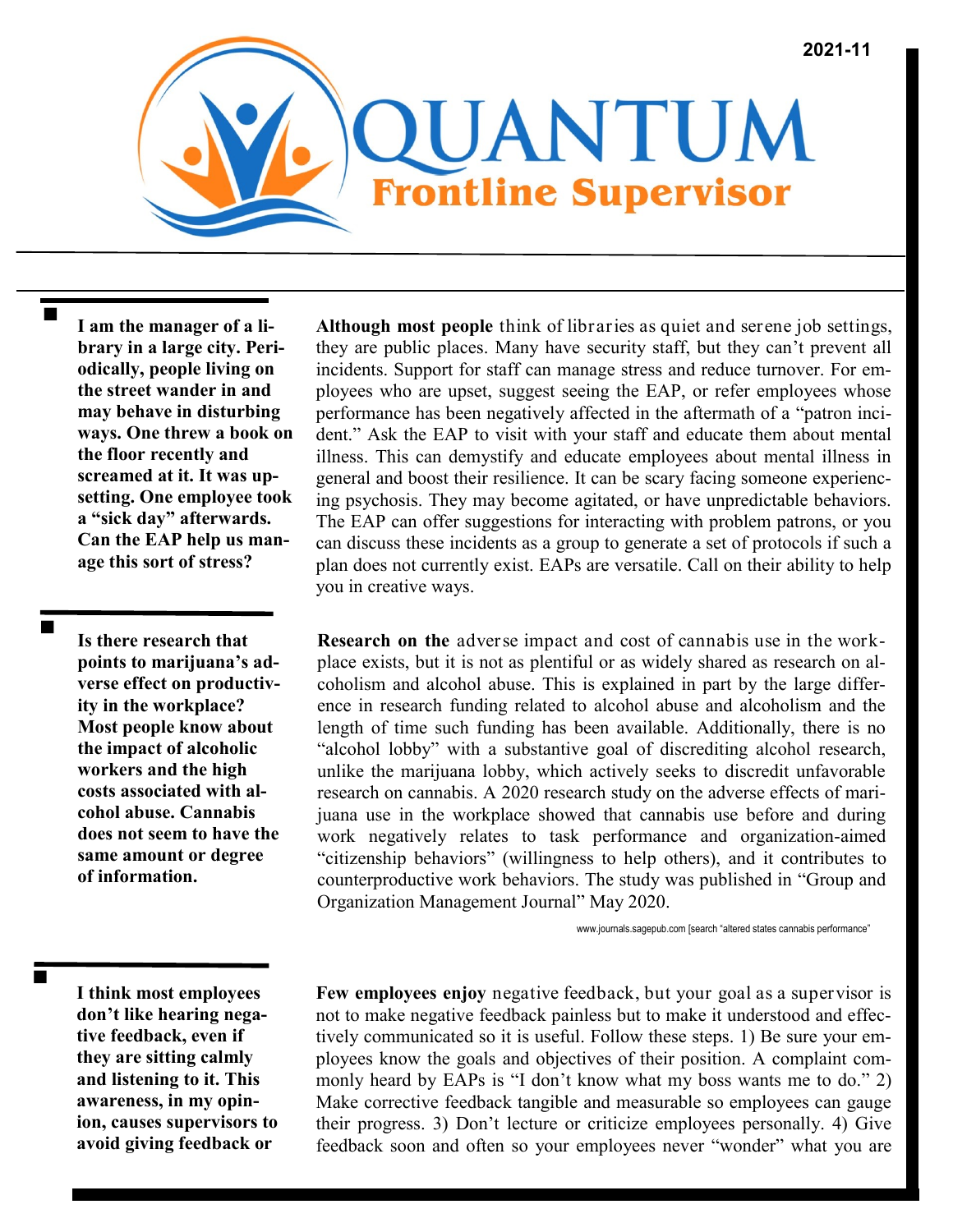2021-11

# QUANTUM

## Frontline Supervisor

**I am the manager of a library in a large city. Periodically, people living on the street wander in and may behave in disturbing ways. One threw a book on the floor recently and screamed at it. It was upsetting. One employee took a "sick day" afterwards. Can the EAP help us manage this sort of stress?**

**Although most people** think of libraries as quiet and serene job settings, they are public places. Many have security staff, but they can't prevent all incidents. Support for staff can manage stress and reduce turnover. For employees who are upset, suggest seeing the EAP, or refer employees whose performance has been negatively affected in the aftermath of a "patron incident." Ask the EAP to visit with your staff and educate them about mental illness. This can demystify and educate employees about mental illness in general and boost their resilience. It can be scary facing someone experiencing psychosis. They may become agitated, or have unpredictable behaviors. The EAP can offer suggestions for interacting with problem patrons, or you can discuss these incidents as a group to generate a set of protocols if such a plan does not currently exist. EAPs are versatile. Call on their ability to help you in creative ways.

**Is there research that points to marijuana's adverse effect on productivity in the workplace? Most people know about the impact of alcoholic workers and the high costs associated with alcohol abuse. Cannabis does not seem to have the same amount or degree of information.**

**Research on the** adverse impact and cost of cannabis use in the workplace exists, but it is not as plentiful or as widely shared as research on alcoholism and alcohol abuse. This is explained in part by the large difference in research funding related to alcohol abuse and alcoholism and the length of time such funding has been available. Additionally, there is no "alcohol lobby" with a substantive goal of discrediting alcohol research, unlike the marijuana lobby, which actively seeks to discredit unfavorable research on cannabis. A 2020 research study on the adverse effects of marijuana use in the workplace showed that cannabis use before and during work negatively relates to task performance and organization-aimed "citizenship behaviors" (willingness to help others), and it contributes to counterproductive work behaviors. The study was published in "Group and Organization Management Journal" May 2020.

www.journals.sagepub.com [search "altered states cannabis performance"

**I think most employees don't like hearing negative feedback, even if they are sitting calmly and listening to it. This awareness, in my opinion, causes supervisors to avoid giving feedback or**

**Few employees enjoy** negative feedback, but your goal as a supervisor is not to make negative feedback painless but to make it understood and effectively communicated so it is useful. Follow these steps. 1) Be sure your employees know the goals and objectives of their position. A complaint commonly heard by EAPs is "I don't know what my boss wants me to do." 2) Make corrective feedback tangible and measurable so employees can gauge their progress. 3) Don't lecture or criticize employees personally. 4) Give feedback soon and often so your employees never "wonder" what you are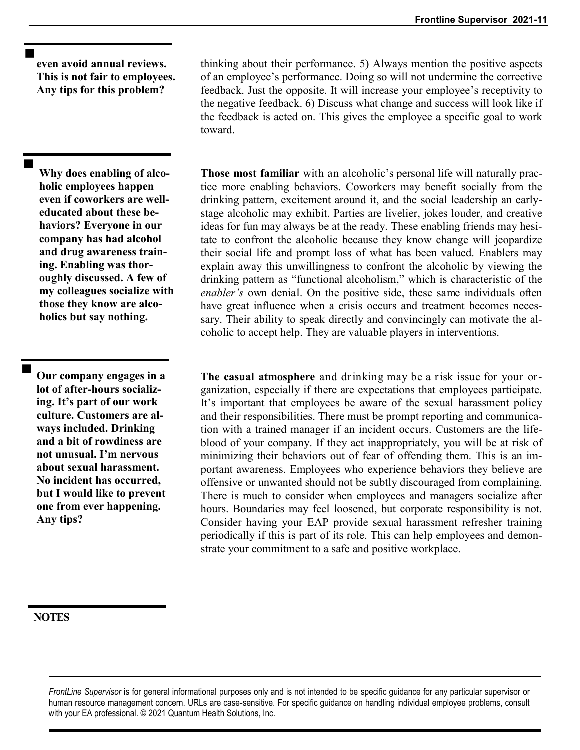**even avoid annual reviews. This is not fair to employees. Any tips for this problem?**

thinking about their performance. 5) Always mention the positive aspects of an employee's performance. Doing so will not undermine the corrective feedback. Just the opposite. It will increase your employee's receptivity to the negative feedback. 6) Discuss what change and success will look like if the feedback is acted on. This gives the employee a specific goal to work toward.

**Why does enabling of alcoholic employees happen even if coworkers are well-educated about these behaviors? Everyone in our company has had alcohol and drug awareness training. Enabling was thoroughly discussed. A few of my colleagues socialize with those they know are alcoholics but say nothing.**

**Those most familiar** with an alcoholic's personal life will naturally practice more enabling behaviors. Coworkers may benefit socially from the drinking pattern, excitement around it, and the social leadership an early-stage alcoholic may exhibit. Parties are livelier, jokes louder, and creative ideas for fun may always be at the ready. These enabling friends may hesitate to confront the alcoholic because they know change will jeopardize their social life and prompt loss of what has been valued. Enablers may explain away this unwillingness to confront the alcoholic by viewing the drinking pattern as "functional alcoholism," which is characteristic of the *enabler's* own denial. On the positive side, these same individuals often have great influence when a crisis occurs and treatment becomes necessary. Their ability to speak directly and convincingly can motivate the alcoholic to accept help. They are valuable players in interventions.

**Our company engages in a lot of after-hours socializing. It's part of our work culture. Customers are always included. Drinking and a bit of rowdiness are not unusual. I'm nervous about sexual harassment. No incident has occurred, but I would like to prevent one from ever happening. Any tips?**

**The casual atmosphere** and drinking may be a risk issue for your organization, especially if there are expectations that employees participate. It's important that employees be aware of the sexual harassment policy and their responsibilities. There must be prompt reporting and communication with a trained manager if an incident occurs. Customers are the lifeblood of your company. If they act inappropriately, you will be at risk of minimizing their behaviors out of fear of offending them. This is an important awareness. Employees who experience behaviors they believe are offensive or unwanted should not be subtly discouraged from complaining. There is much to consider when employees and managers socialize after hours. Boundaries may feel loosened, but corporate responsibility is not. Consider having your EAP provide sexual harassment refresher training periodically if this is part of its role. This can help employees and demonstrate your commitment to a safe and positive workplace.

**NOTES**

*FrontLine Supervisor* is for general informational purposes only and is not intended to be specific guidance for any particular supervisor or human resource management concern. URLs are case-sensitive. For specific guidance on handling individual employee problems, consult with your EA professional. © 2021 Quantum Health Solutions, Inc.